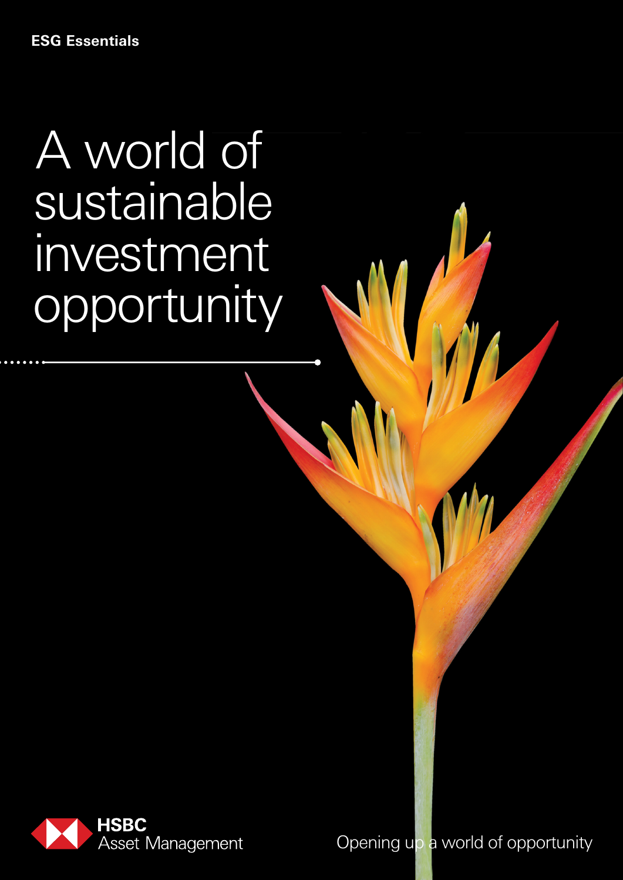ESG Essentials

# A world of sustainable investment opportunity

HSBC Asset Management

Opening up a world of opportunity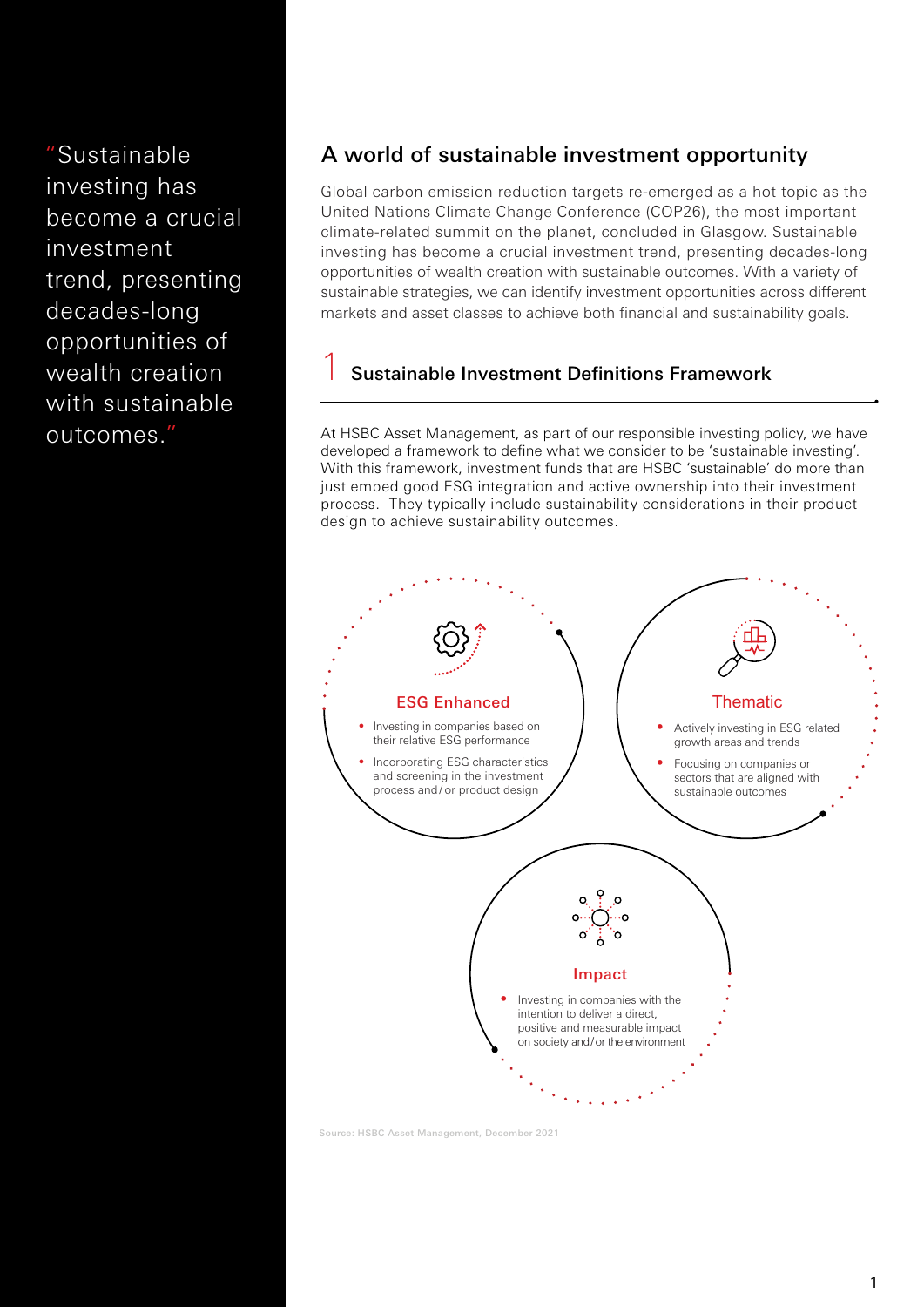> "Sustainable investing has become a crucial investment trend, presenting decades-long opportunities of wealth creation with sustainable outcomes."

## A world of sustainable investment opportunity

Global carbon emission reduction targets re-emerged as a hot topic as the United Nations Climate Change Conference (COP26), the most important climate-related summit on the planet, concluded in Glasgow. Sustainable investing has become a crucial investment trend, presenting decades-long opportunities of wealth creation with sustainable outcomes. With a variety of sustainable strategies, we can identify investment opportunities across different markets and asset classes to achieve both financial and sustainability goals.

### 1 Sustainable Investment Definitions Framework

At HSBC Asset Management, as part of our responsible investing policy, we have developed a framework to define what we consider to be 'sustainable investing'. With this framework, investment funds that are HSBC 'sustainable' do more than just embed good ESG integration and active ownership into their investment process. They typically include sustainability considerations in their product design to achieve sustainability outcomes.

**ESG Enhanced**

- Investing in companies based on their relative ESG performance
- Incorporating ESG characteristics and screening in the investment process and/or product design

**Thematic**

- Actively investing in ESG related growth areas and trends
- Focusing on companies or sectors that are aligned with sustainable outcomes

**Impact**

- Investing in companies with the intention to deliver a direct, positive and measurable impact on society and/or the environment

Source: HSBC Asset Management, December 2021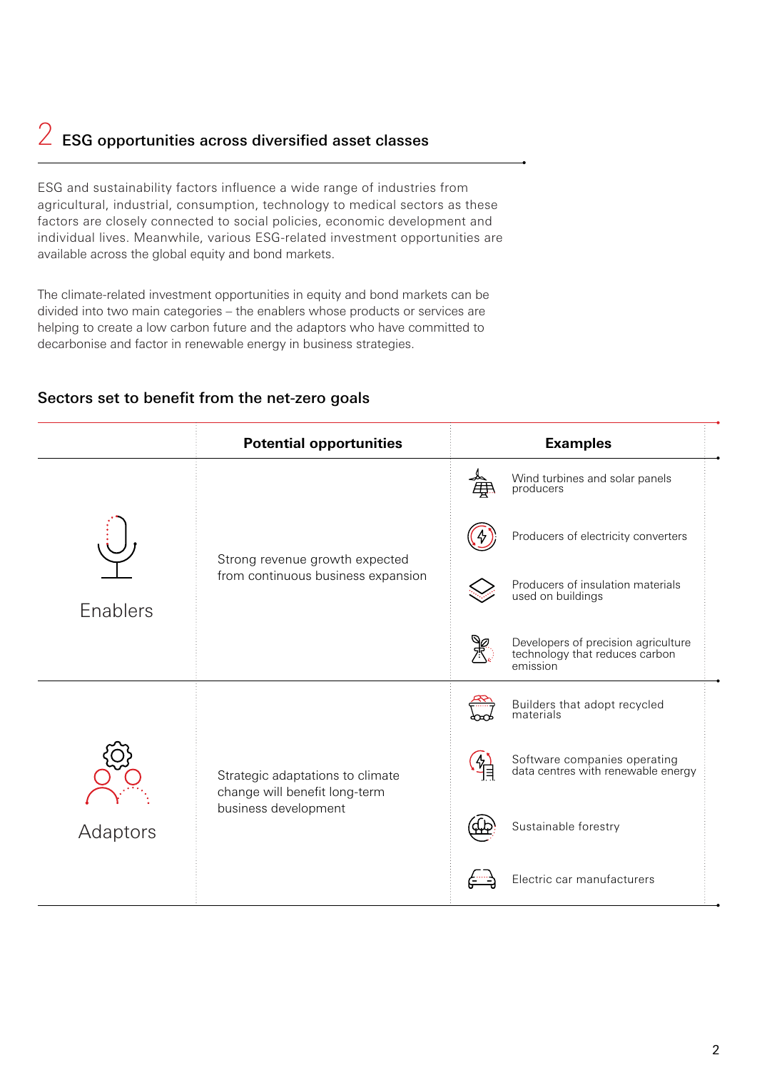## 2 ESG opportunities across diversified asset classes

ESG and sustainability factors influence a wide range of industries from agricultural, industrial, consumption, technology to medical sectors as these factors are closely connected to social policies, economic development and individual lives. Meanwhile, various ESG-related investment opportunities are available across the global equity and bond markets.

The climate-related investment opportunities in equity and bond markets can be divided into two main categories – the enablers whose products or services are helping to create a low carbon future and the adaptors who have committed to decarbonise and factor in renewable energy in business strategies.

### Sectors set to benefit from the net-zero goals

| | Potential opportunities | Examples |
|---|---|---|
| Enablers | Strong revenue growth expected from continuous business expansion | Wind turbines and solar panels producers<br>Producers of electricity converters<br>Producers of insulation materials used on buildings<br>Developers of precision agriculture technology that reduces carbon emission |
| Adaptors | Strategic adaptations to climate change will benefit long-term business development | Builders that adopt recycled materials<br>Software companies operating data centres with renewable energy<br>Sustainable forestry<br>Electric car manufacturers |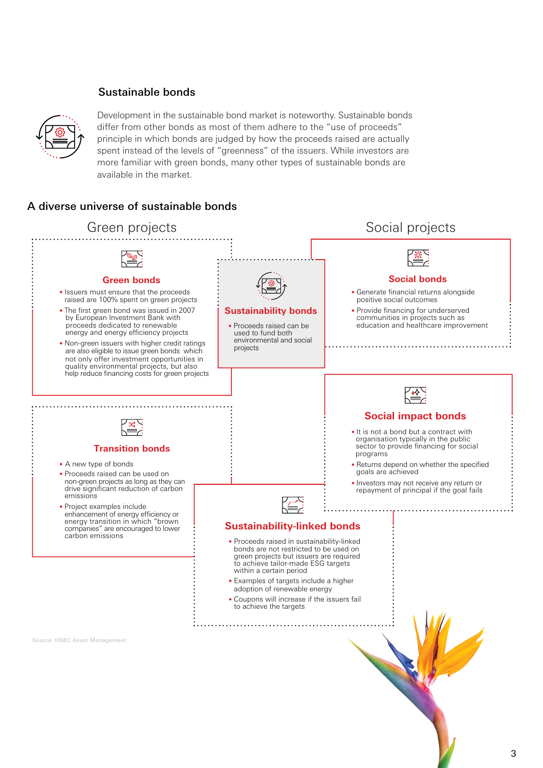## Sustainable bonds

Development in the sustainable bond market is noteworthy. Sustainable bonds differ from other bonds as most of them adhere to the "use of proceeds" principle in which bonds are judged by how the proceeds raised are actually spent instead of the levels of "greenness" of the issuers. While investors are more familiar with green bonds, many other types of sustainable bonds are available in the market.

### A diverse universe of sustainable bonds

Green projects

Social projects

#### Green bonds

- Issuers must ensure that the proceeds raised are 100% spent on green projects
- The first green bond was issued in 2007 by European Investment Bank with proceeds dedicated to renewable energy and energy efficiency projects
- Non-green issuers with higher credit ratings are also eligible to issue green bonds which not only offer investment opportunities in quality environmental projects, but also help reduce financing costs for green projects

#### Sustainability bonds

- Proceeds raised can be used to fund both environmental and social projects

#### Social bonds

- Generate financial returns alongside positive social outcomes
- Provide financing for underserved communities in projects such as education and healthcare improvement

#### Transition bonds

- A new type of bonds
- Proceeds raised can be used on non-green projects as long as they can drive significant reduction of carbon emissions
- Project examples include enhancement of energy efficiency or energy transition in which "brown companies" are encouraged to lower carbon emissions

#### Social impact bonds

- It is not a bond but a contract with organisation typically in the public sector to provide financing for social programs
- Returns depend on whether the specified goals are achieved
- Investors may not receive any return or repayment of principal if the goal fails

#### Sustainability-linked bonds

- Proceeds raised in sustainability-linked bonds are not restricted to be used on green projects but issuers are required to achieve tailor-made ESG targets within a certain period
- Examples of targets include a higher adoption of renewable energy
- Coupons will increase if the issuers fail to achieve the targets

Source: HSBC Asset Management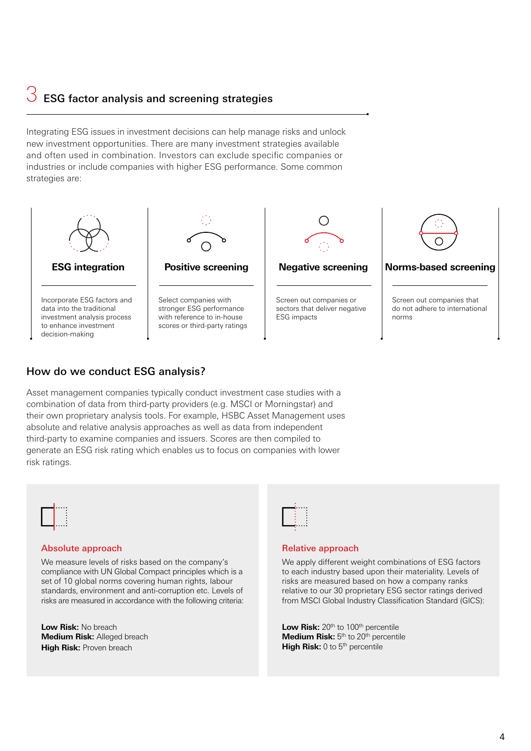## 3 ESG factor analysis and screening strategies

Integrating ESG issues in investment decisions can help manage risks and unlock new investment opportunities. There are many investment strategies available and often used in combination. Investors can exclude specific companies or industries or include companies with higher ESG performance. Some common strategies are:

**ESG integration**

Incorporate ESG factors and data into the traditional investment analysis process to enhance investment decision-making

**Positive screening**

Select companies with stronger ESG performance with reference to in-house scores or third-party ratings

**Negative screening**

Screen out companies or sectors that deliver negative ESG impacts

**Norms-based screening**

Screen out companies that do not adhere to international norms

### How do we conduct ESG analysis?

Asset management companies typically conduct investment case studies with a combination of data from third-party providers (e.g. MSCI or Morningstar) and their own proprietary analysis tools. For example, HSBC Asset Management uses absolute and relative analysis approaches as well as data from independent third-party to examine companies and issuers. Scores are then compiled to generate an ESG risk rating which enables us to focus on companies with lower risk ratings.

#### Absolute approach

We measure levels of risks based on the company's compliance with UN Global Compact principles which is a set of 10 global norms covering human rights, labour standards, environment and anti-corruption etc. Levels of risks are measured in accordance with the following criteria:

**Low Risk:** No breach
**Medium Risk:** Alleged breach
**High Risk:** Proven breach

#### Relative approach

We apply different weight combinations of ESG factors to each industry based upon their materiality. Levels of risks are measured based on how a company ranks relative to our 30 proprietary ESG sector ratings derived from MSCI Global Industry Classification Standard (GICS):

**Low Risk:** $20^{th}$ to $100^{th}$ percentile
**Medium Risk:** $5^{th}$ to $20^{th}$ percentile
**High Risk:** 0 to $5^{th}$ percentile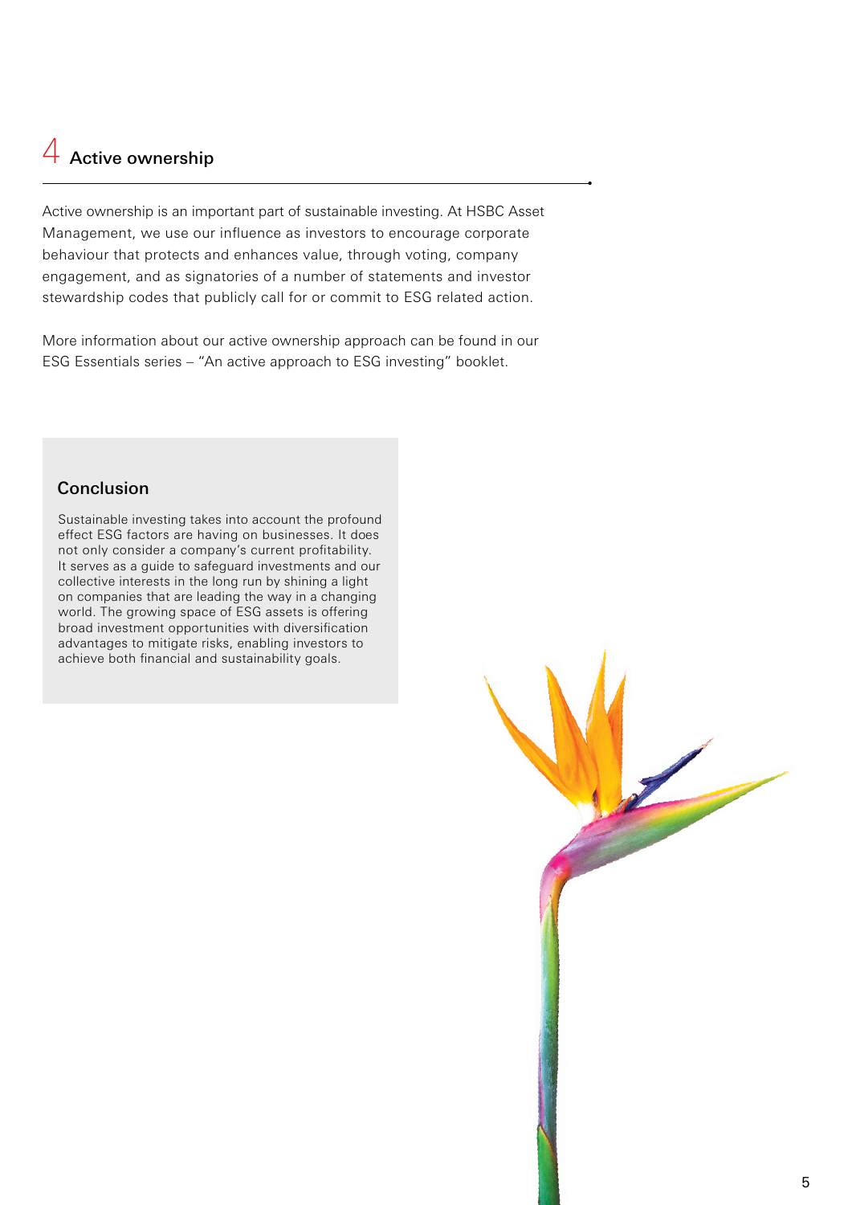## 4 Active ownership

Active ownership is an important part of sustainable investing. At HSBC Asset Management, we use our influence as investors to encourage corporate behaviour that protects and enhances value, through voting, company engagement, and as signatories of a number of statements and investor stewardship codes that publicly call for or commit to ESG related action.

More information about our active ownership approach can be found in our ESG Essentials series – "An active approach to ESG investing" booklet.

### Conclusion

Sustainable investing takes into account the profound effect ESG factors are having on businesses. It does not only consider a company's current profitability. It serves as a guide to safeguard investments and our collective interests in the long run by shining a light on companies that are leading the way in a changing world. The growing space of ESG assets is offering broad investment opportunities with diversification advantages to mitigate risks, enabling investors to achieve both financial and sustainability goals.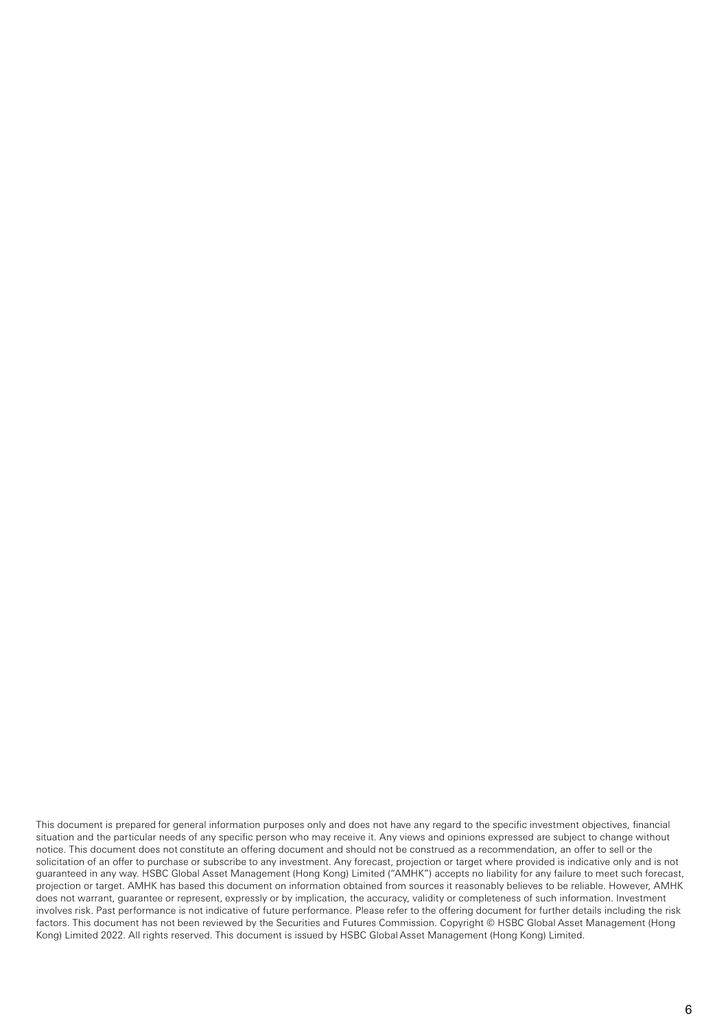This document is prepared for general information purposes only and does not have any regard to the specific investment objectives, financial situation and the particular needs of any specific person who may receive it. Any views and opinions expressed are subject to change without notice. This document does not constitute an offering document and should not be construed as a recommendation, an offer to sell or the solicitation of an offer to purchase or subscribe to any investment. Any forecast, projection or target where provided is indicative only and is not guaranteed in any way. HSBC Global Asset Management (Hong Kong) Limited ("AMHK") accepts no liability for any failure to meet such forecast, projection or target. AMHK has based this document on information obtained from sources it reasonably believes to be reliable. However, AMHK does not warrant, guarantee or represent, expressly or by implication, the accuracy, validity or completeness of such information. Investment involves risk. Past performance is not indicative of future performance. Please refer to the offering document for further details including the risk factors. This document has not been reviewed by the Securities and Futures Commission. Copyright © HSBC Global Asset Management (Hong Kong) Limited 2022. All rights reserved. This document is issued by HSBC Global Asset Management (Hong Kong) Limited.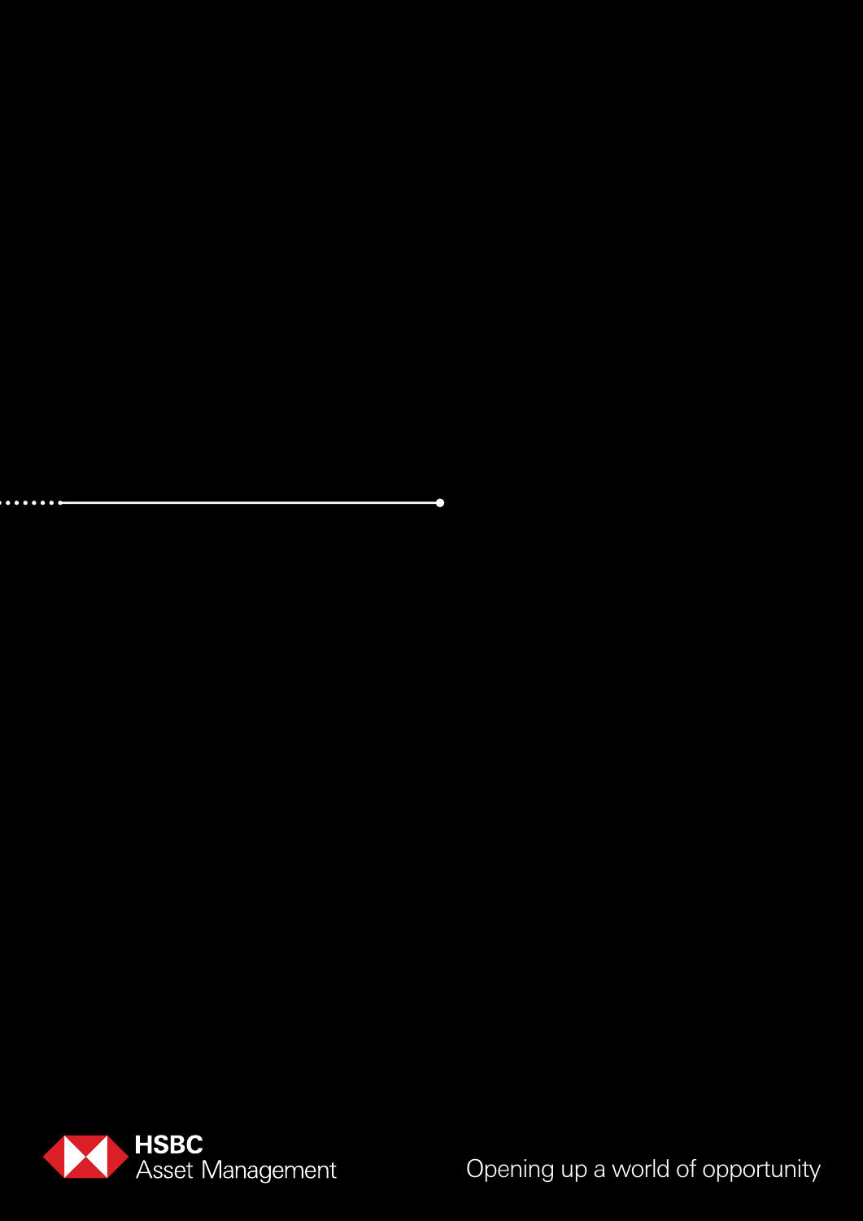HSBC
Asset Management

Opening up a world of opportunity